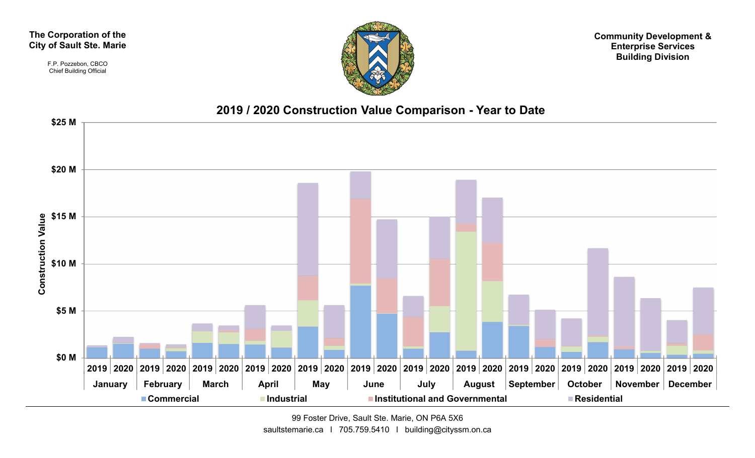The Corporation of the
City of Sault Ste. Marie

F.P. Pozzebon, CBCO
Chief Building Official

Community Development &
Enterprise Services
Building Division

## 2019 / 2020 Construction Value Comparison - Year to Date

Construction Value: $0 M, $5 M, $10 M, $15 M, $20 M, $25 M

| | January | | February | | March | | April | | May | | June | | July | | August | | September | | October | | November | | December | |
|---|---|---|---|---|---|---|---|---|---|---|---|---|---|---|---|---|---|---|---|---|---|---|---|---|
| | 2019 | 2020 | 2019 | 2020 | 2019 | 2020 | 2019 | 2020 | 2019 | 2020 | 2019 | 2020 | 2019 | 2020 | 2019 | 2020 | 2019 | 2020 | 2019 | 2020 | 2019 | 2020 | 2019 | 2020 |

Commercial | Industrial | Institutional and Governmental | Residential

99 Foster Drive, Sault Ste. Marie, ON P6A 5X6
saultstemarie.ca | 705.759.5410 | building@cityssm.on.ca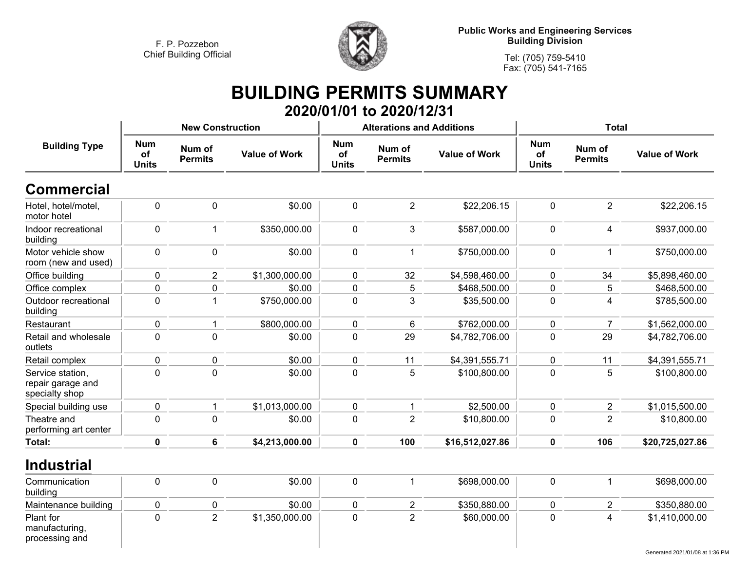F. P. Pozzebon
Chief Building Official

**Public Works and Engineering Services**
**Building Division**

Tel: (705) 759-5410
Fax: (705) 541-7165

# BUILDING PERMITS SUMMARY

## 2020/01/01 to 2020/12/31

| Building Type | New Construction | | | Alterations and Additions | | | Total | | |
|---|---|---|---|---|---|---|---|---|---|
| | Num of Units | Num of Permits | Value of Work | Num of Units | Num of Permits | Value of Work | Num of Units | Num of Permits | Value of Work |
| **Commercial** | | | | | | | | | |
| Hotel, hotel/motel, motor hotel | 0 | 0 | $0.00 | 0 | 2 | $22,206.15 | 0 | 2 | $22,206.15 |
| Indoor recreational building | 0 | 1 | $350,000.00 | 0 | 3 | $587,000.00 | 0 | 4 | $937,000.00 |
| Motor vehicle show room (new and used) | 0 | 0 | $0.00 | 0 | 1 | $750,000.00 | 0 | 1 | $750,000.00 |
| Office building | 0 | 2 | $1,300,000.00 | 0 | 32 | $4,598,460.00 | 0 | 34 | $5,898,460.00 |
| Office complex | 0 | 0 | $0.00 | 0 | 5 | $468,500.00 | 0 | 5 | $468,500.00 |
| Outdoor recreational building | 0 | 1 | $750,000.00 | 0 | 3 | $35,500.00 | 0 | 4 | $785,500.00 |
| Restaurant | 0 | 1 | $800,000.00 | 0 | 6 | $762,000.00 | 0 | 7 | $1,562,000.00 |
| Retail and wholesale outlets | 0 | 0 | $0.00 | 0 | 29 | $4,782,706.00 | 0 | 29 | $4,782,706.00 |
| Retail complex | 0 | 0 | $0.00 | 0 | 11 | $4,391,555.71 | 0 | 11 | $4,391,555.71 |
| Service station, repair garage and specialty shop | 0 | 0 | $0.00 | 0 | 5 | $100,800.00 | 0 | 5 | $100,800.00 |
| Special building use | 0 | 1 | $1,013,000.00 | 0 | 1 | $2,500.00 | 0 | 2 | $1,015,500.00 |
| Theatre and performing art center | 0 | 0 | $0.00 | 0 | 2 | $10,800.00 | 0 | 2 | $10,800.00 |
| **Total:** | **0** | **6** | **$4,213,000.00** | **0** | **100** | **$16,512,027.86** | **0** | **106** | **$20,725,027.86** |
| **Industrial** | | | | | | | | | |
| Communication building | 0 | 0 | $0.00 | 0 | 1 | $698,000.00 | 0 | 1 | $698,000.00 |
| Maintenance building | 0 | 0 | $0.00 | 0 | 2 | $350,880.00 | 0 | 2 | $350,880.00 |
| Plant for manufacturing, processing and | 0 | 2 | $1,350,000.00 | 0 | 2 | $60,000.00 | 0 | 4 | $1,410,000.00 |

Generated 2021/01/08 at 1:36 PM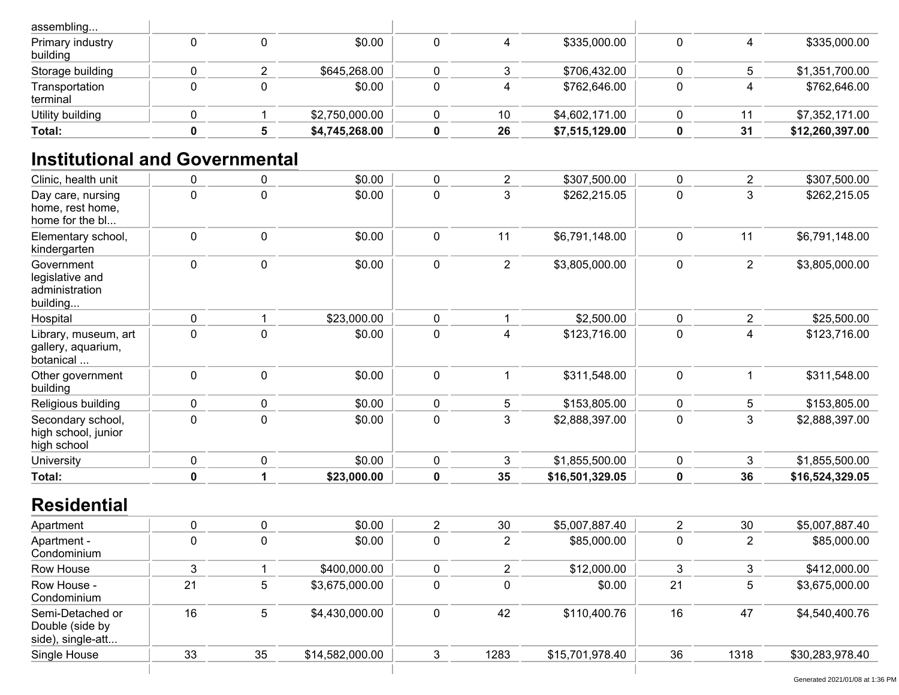| | | | | | | | | | |
|---|---|---|---|---|---|---|---|---|---|
| assembling... | | | | | | | | | |
| Primary industry building | 0 | 0 | $0.00 | 0 | 4 | $335,000.00 | 0 | 4 | $335,000.00 |
| Storage building | 0 | 2 | $645,268.00 | 0 | 3 | $706,432.00 | 0 | 5 | $1,351,700.00 |
| Transportation terminal | 0 | 0 | $0.00 | 0 | 4 | $762,646.00 | 0 | 4 | $762,646.00 |
| Utility building | 0 | 1 | $2,750,000.00 | 0 | 10 | $4,602,171.00 | 0 | 11 | $7,352,171.00 |
| **Total:** | **0** | **5** | **$4,745,268.00** | **0** | **26** | **$7,515,129.00** | **0** | **31** | **$12,260,397.00** |

## Institutional and Governmental

| | | | | | | | | | |
|---|---|---|---|---|---|---|---|---|---|
| Clinic, health unit | 0 | 0 | $0.00 | 0 | 2 | $307,500.00 | 0 | 2 | $307,500.00 |
| Day care, nursing home, rest home, home for the bl... | 0 | 0 | $0.00 | 0 | 3 | $262,215.05 | 0 | 3 | $262,215.05 |
| Elementary school, kindergarten | 0 | 0 | $0.00 | 0 | 11 | $6,791,148.00 | 0 | 11 | $6,791,148.00 |
| Government legislative and administration building... | 0 | 0 | $0.00 | 0 | 2 | $3,805,000.00 | 0 | 2 | $3,805,000.00 |
| Hospital | 0 | 1 | $23,000.00 | 0 | 1 | $2,500.00 | 0 | 2 | $25,500.00 |
| Library, museum, art gallery, aquarium, botanical ... | 0 | 0 | $0.00 | 0 | 4 | $123,716.00 | 0 | 4 | $123,716.00 |
| Other government building | 0 | 0 | $0.00 | 0 | 1 | $311,548.00 | 0 | 1 | $311,548.00 |
| Religious building | 0 | 0 | $0.00 | 0 | 5 | $153,805.00 | 0 | 5 | $153,805.00 |
| Secondary school, high school, junior high school | 0 | 0 | $0.00 | 0 | 3 | $2,888,397.00 | 0 | 3 | $2,888,397.00 |
| University | 0 | 0 | $0.00 | 0 | 3 | $1,855,500.00 | 0 | 3 | $1,855,500.00 |
| **Total:** | **0** | **1** | **$23,000.00** | **0** | **35** | **$16,501,329.05** | **0** | **36** | **$16,524,329.05** |

## Residential

| | | | | | | | | | |
|---|---|---|---|---|---|---|---|---|---|
| Apartment | 0 | 0 | $0.00 | 2 | 30 | $5,007,887.40 | 2 | 30 | $5,007,887.40 |
| Apartment - Condominium | 0 | 0 | $0.00 | 0 | 2 | $85,000.00 | 0 | 2 | $85,000.00 |
| Row House | 3 | 1 | $400,000.00 | 0 | 2 | $12,000.00 | 3 | 3 | $412,000.00 |
| Row House - Condominium | 21 | 5 | $3,675,000.00 | 0 | 0 | $0.00 | 21 | 5 | $3,675,000.00 |
| Semi-Detached or Double (side by side), single-att... | 16 | 5 | $4,430,000.00 | 0 | 42 | $110,400.76 | 16 | 47 | $4,540,400.76 |
| Single House | 33 | 35 | $14,582,000.00 | 3 | 1283 | $15,701,978.40 | 36 | 1318 | $30,283,978.40 |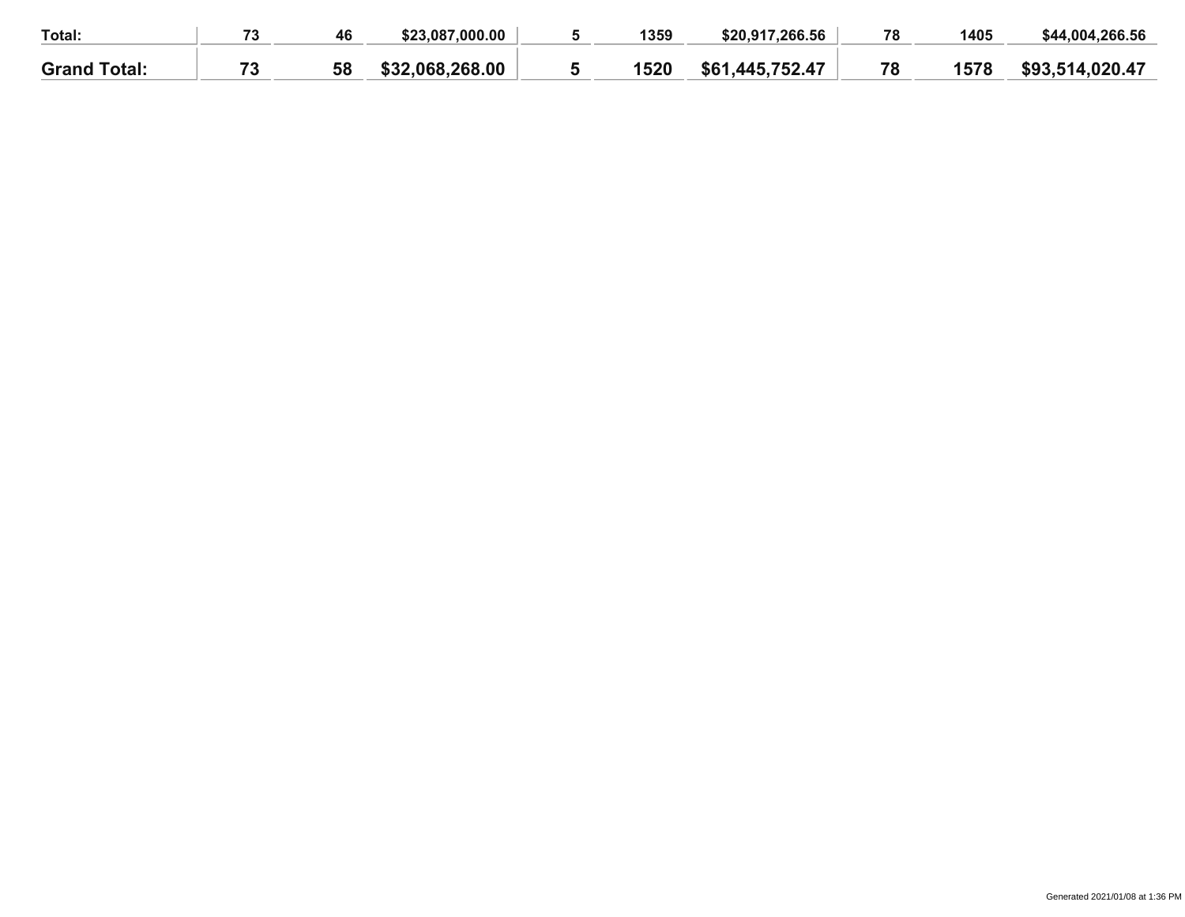| | | | | | | | | | |
|---|---|---|---|---|---|---|---|---|---|
| **Total:** | 73 | 46 | $23,087,000.00 | 5 | 1359 | $20,917,266.56 | 78 | 1405 | $44,004,266.56 |
| **Grand Total:** | **73** | **58** | **$32,068,268.00** | **5** | **1520** | **$61,445,752.47** | **78** | **1578** | **$93,514,020.47** |

Generated 2021/01/08 at 1:36 PM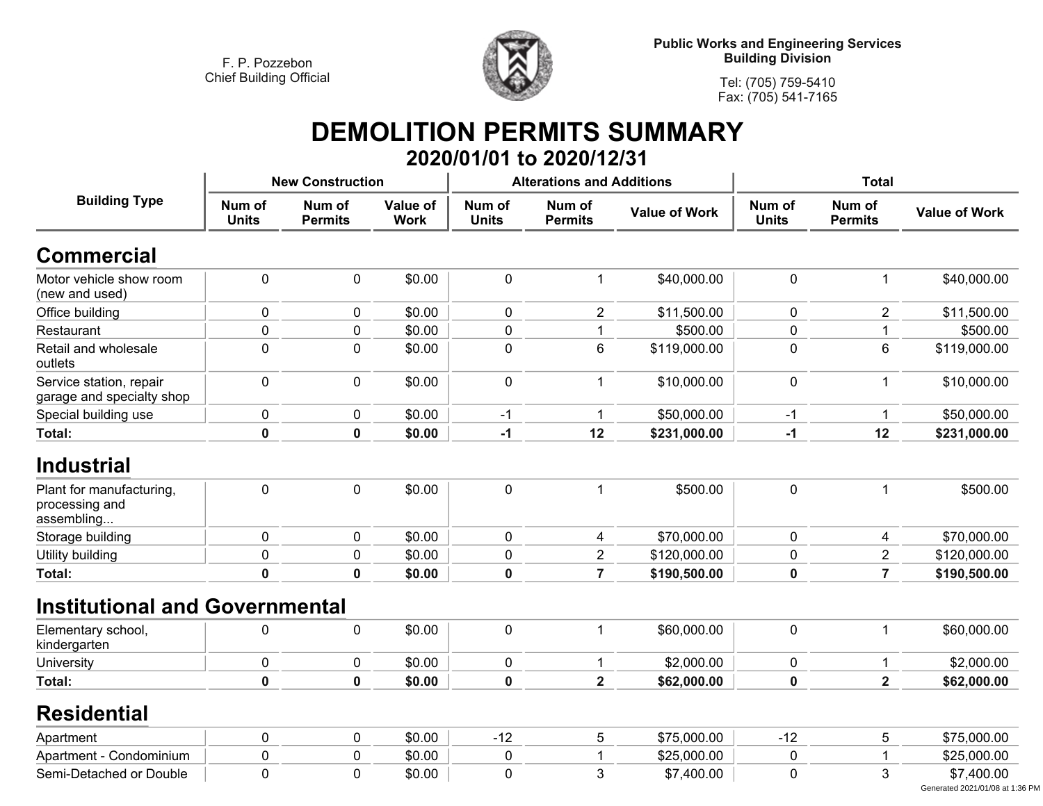F. P. Pozzebon
Chief Building Official

**Public Works and Engineering Services**
**Building Division**

Tel: (705) 759-5410
Fax: (705) 541-7165

# DEMOLITION PERMITS SUMMARY

## 2020/01/01 to 2020/12/31

| Building Type | New Construction | | | Alterations and Additions | | | Total | | |
|---|---|---|---|---|---|---|---|---|---|
| | Num of Units | Num of Permits | Value of Work | Num of Units | Num of Permits | Value of Work | Num of Units | Num of Permits | Value of Work |
| **Commercial** | | | | | | | | | |
| Motor vehicle show room (new and used) | 0 | 0 | $0.00 | 0 | 1 | $40,000.00 | 0 | 1 | $40,000.00 |
| Office building | 0 | 0 | $0.00 | 0 | 2 | $11,500.00 | 0 | 2 | $11,500.00 |
| Restaurant | 0 | 0 | $0.00 | 0 | 1 | $500.00 | 0 | 1 | $500.00 |
| Retail and wholesale outlets | 0 | 0 | $0.00 | 0 | 6 | $119,000.00 | 0 | 6 | $119,000.00 |
| Service station, repair garage and specialty shop | 0 | 0 | $0.00 | 0 | 1 | $10,000.00 | 0 | 1 | $10,000.00 |
| Special building use | 0 | 0 | $0.00 | -1 | 1 | $50,000.00 | -1 | 1 | $50,000.00 |
| **Total:** | **0** | **0** | **$0.00** | **-1** | **12** | **$231,000.00** | **-1** | **12** | **$231,000.00** |
| **Industrial** | | | | | | | | | |
| Plant for manufacturing, processing and assembling... | 0 | 0 | $0.00 | 0 | 1 | $500.00 | 0 | 1 | $500.00 |
| Storage building | 0 | 0 | $0.00 | 0 | 4 | $70,000.00 | 0 | 4 | $70,000.00 |
| Utility building | 0 | 0 | $0.00 | 0 | 2 | $120,000.00 | 0 | 2 | $120,000.00 |
| **Total:** | **0** | **0** | **$0.00** | **0** | **7** | **$190,500.00** | **0** | **7** | **$190,500.00** |
| **Institutional and Governmental** | | | | | | | | | |
| Elementary school, kindergarten | 0 | 0 | $0.00 | 0 | 1 | $60,000.00 | 0 | 1 | $60,000.00 |
| University | 0 | 0 | $0.00 | 0 | 1 | $2,000.00 | 0 | 1 | $2,000.00 |
| **Total:** | **0** | **0** | **$0.00** | **0** | **2** | **$62,000.00** | **0** | **2** | **$62,000.00** |
| **Residential** | | | | | | | | | |
| Apartment | 0 | 0 | $0.00 | -12 | 5 | $75,000.00 | -12 | 5 | $75,000.00 |
| Apartment - Condominium | 0 | 0 | $0.00 | 0 | 1 | $25,000.00 | 0 | 1 | $25,000.00 |
| Semi-Detached or Double | 0 | 0 | $0.00 | 0 | 3 | $7,400.00 | 0 | 3 | $7,400.00 |

Generated 2021/01/08 at 1:36 PM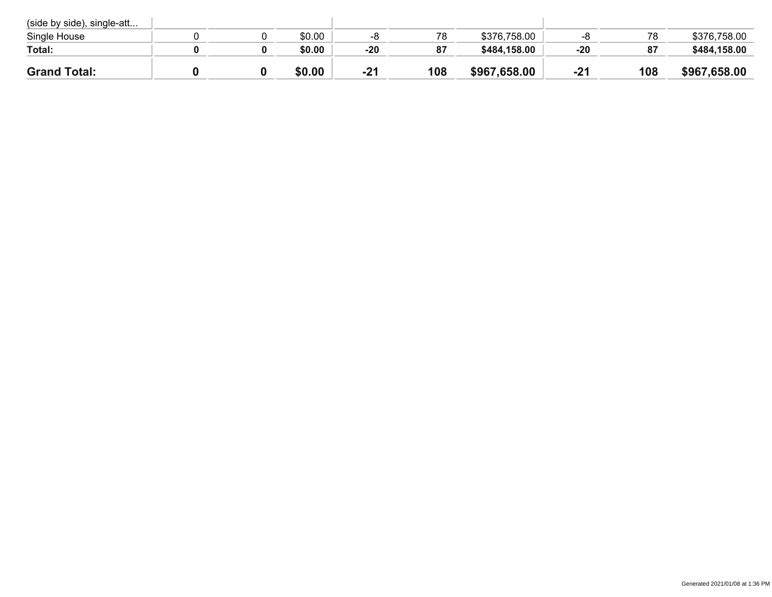| | | | | | | | | | |
|---|---|---|---|---|---|---|---|---|---|
| (side by side), single-att... | | | | | | | | | |
| Single House | 0 | 0 | $0.00 | -8 | 78 | $376,758.00 | -8 | 78 | $376,758.00 |
| **Total:** | **0** | **0** | **$0.00** | **-20** | **87** | **$484,158.00** | **-20** | **87** | **$484,158.00** |
| **Grand Total:** | **0** | **0** | **$0.00** | **-21** | **108** | **$967,658.00** | **-21** | **108** | **$967,658.00** |

Generated 2021/01/08 at 1:36 PM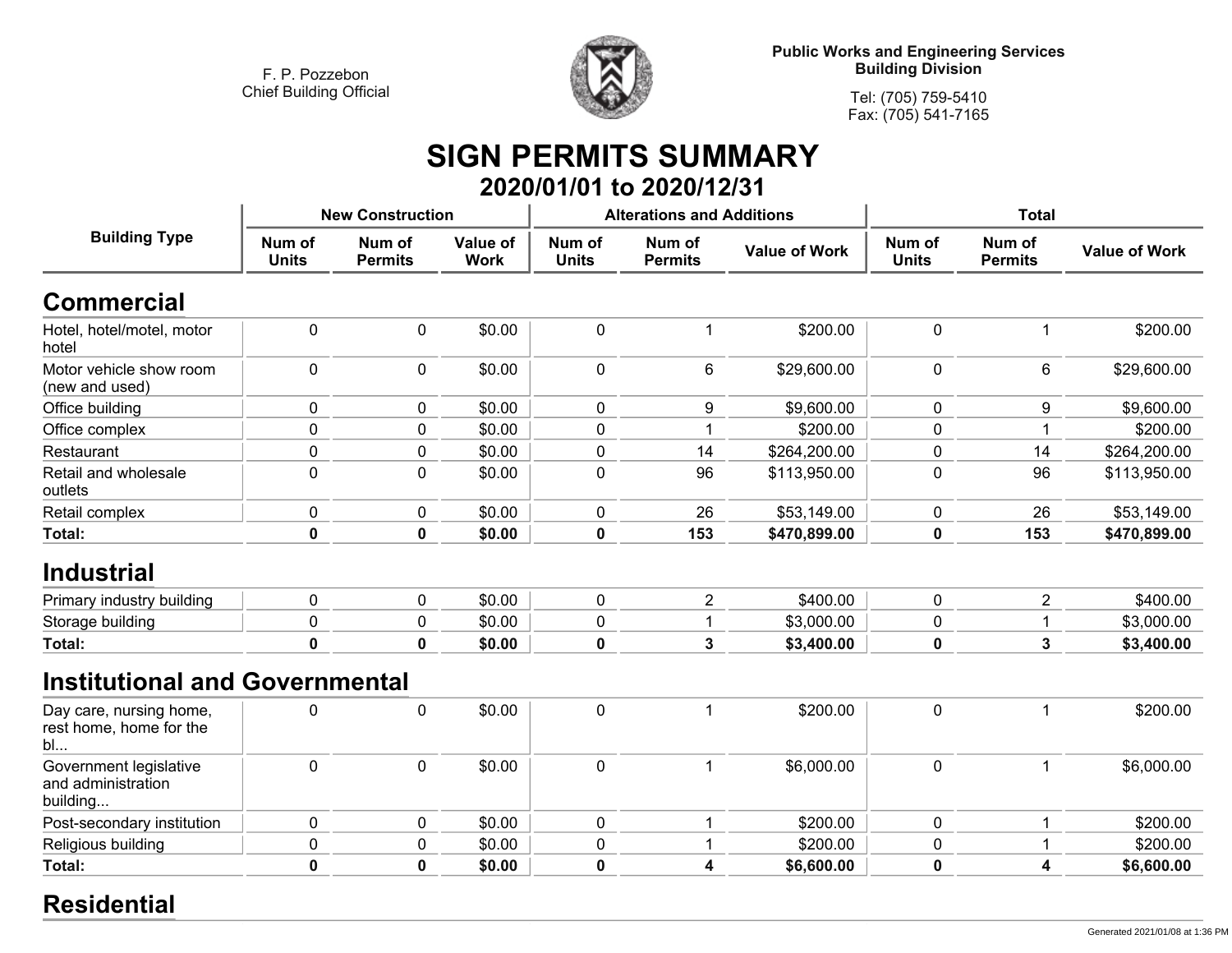F. P. Pozzebon
Chief Building Official

**Public Works and Engineering Services**
**Building Division**

Tel: (705) 759-5410
Fax: (705) 541-7165

# SIGN PERMITS SUMMARY

## 2020/01/01 to 2020/12/31

| Building Type | New Construction | | | Alterations and Additions | | | Total | | |
|---|---|---|---|---|---|---|---|---|---|
| | Num of Units | Num of Permits | Value of Work | Num of Units | Num of Permits | Value of Work | Num of Units | Num of Permits | Value of Work |
| **Commercial** | | | | | | | | | |
| Hotel, hotel/motel, motor hotel | 0 | 0 | $0.00 | 0 | 1 | $200.00 | 0 | 1 | $200.00 |
| Motor vehicle show room (new and used) | 0 | 0 | $0.00 | 0 | 6 | $29,600.00 | 0 | 6 | $29,600.00 |
| Office building | 0 | 0 | $0.00 | 0 | 9 | $9,600.00 | 0 | 9 | $9,600.00 |
| Office complex | 0 | 0 | $0.00 | 0 | 1 | $200.00 | 0 | 1 | $200.00 |
| Restaurant | 0 | 0 | $0.00 | 0 | 14 | $264,200.00 | 0 | 14 | $264,200.00 |
| Retail and wholesale outlets | 0 | 0 | $0.00 | 0 | 96 | $113,950.00 | 0 | 96 | $113,950.00 |
| Retail complex | 0 | 0 | $0.00 | 0 | 26 | $53,149.00 | 0 | 26 | $53,149.00 |
| **Total:** | **0** | **0** | **$0.00** | **0** | **153** | **$470,899.00** | **0** | **153** | **$470,899.00** |
| **Industrial** | | | | | | | | | |
| Primary industry building | 0 | 0 | $0.00 | 0 | 2 | $400.00 | 0 | 2 | $400.00 |
| Storage building | 0 | 0 | $0.00 | 0 | 1 | $3,000.00 | 0 | 1 | $3,000.00 |
| **Total:** | **0** | **0** | **$0.00** | **0** | **3** | **$3,400.00** | **0** | **3** | **$3,400.00** |
| **Institutional and Governmental** | | | | | | | | | |
| Day care, nursing home, rest home, home for the bl... | 0 | 0 | $0.00 | 0 | 1 | $200.00 | 0 | 1 | $200.00 |
| Government legislative and administration building... | 0 | 0 | $0.00 | 0 | 1 | $6,000.00 | 0 | 1 | $6,000.00 |
| Post-secondary institution | 0 | 0 | $0.00 | 0 | 1 | $200.00 | 0 | 1 | $200.00 |
| Religious building | 0 | 0 | $0.00 | 0 | 1 | $200.00 | 0 | 1 | $200.00 |
| **Total:** | **0** | **0** | **$0.00** | **0** | **4** | **$6,600.00** | **0** | **4** | **$6,600.00** |

## Residential

Generated 2021/01/08 at 1:36 PM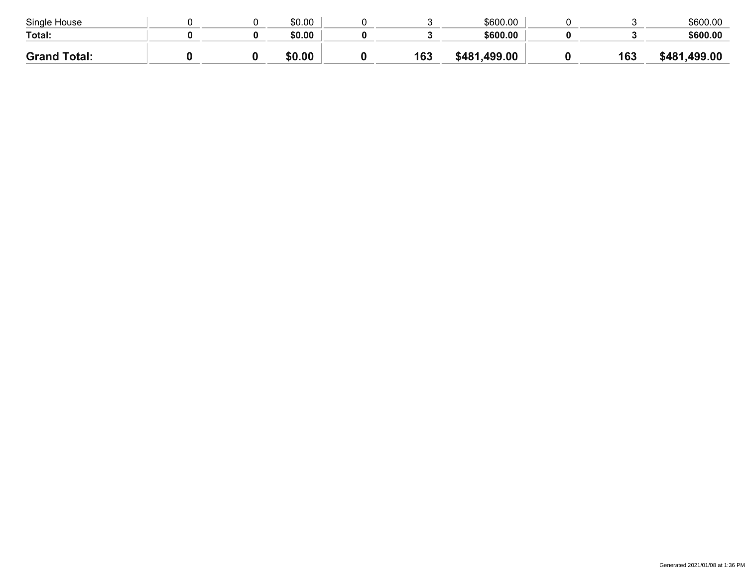| | | | | | | | | | |
|---|---|---|---|---|---|---|---|---|---|
| Single House | 0 | 0 | $0.00 | 0 | 3 | $600.00 | 0 | 3 | $600.00 |
| **Total:** | **0** | **0** | **$0.00** | **0** | **3** | **$600.00** | **0** | **3** | **$600.00** |
| **Grand Total:** | **0** | **0** | **$0.00** | **0** | **163** | **$481,499.00** | **0** | **163** | **$481,499.00** |

Generated 2021/01/08 at 1:36 PM